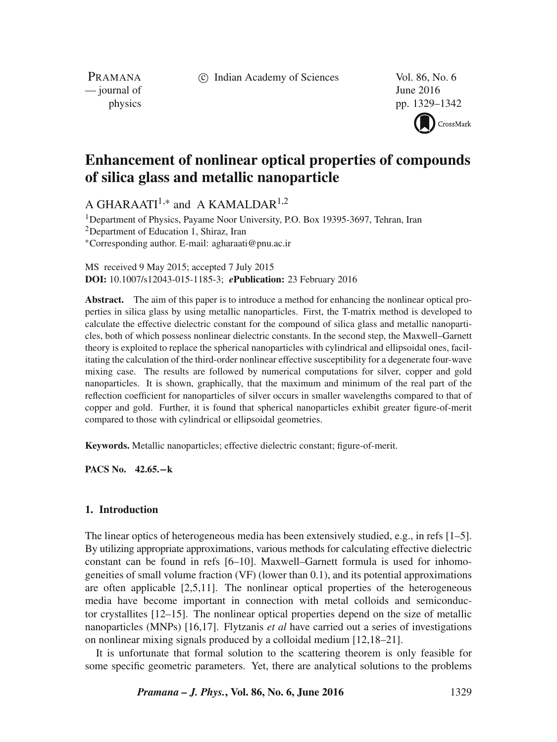# Enhancement of nonlinear optical properties of compounds of silica glass and metallic nanoparticle

A GHARAATI[1,*] and A KAMALDAR[1,2]

[1]Department of Physics, Payame Noor University, P.O. Box 19395-3697, Tehran, Iran
[2]Department of Education 1, Shiraz, Iran
[*]Corresponding author. E-mail: agharaati@pnu.ac.ir

MS received 9 May 2015; accepted 7 July 2015
**DOI:** 10.1007/s12043-015-1185-3; ***e*Publication:** 23 February 2016

**Abstract.** The aim of this paper is to introduce a method for enhancing the nonlinear optical properties in silica glass by using metallic nanoparticles. First, the T-matrix method is developed to calculate the effective dielectric constant for the compound of silica glass and metallic nanoparticles, both of which possess nonlinear dielectric constants. In the second step, the Maxwell–Garnett theory is exploited to replace the spherical nanoparticles with cylindrical and ellipsoidal ones, facilitating the calculation of the third-order nonlinear effective susceptibility for a degenerate four-wave mixing case. The results are followed by numerical computations for silver, copper and gold nanoparticles. It is shown, graphically, that the maximum and minimum of the real part of the reflection coefficient for nanoparticles of silver occurs in smaller wavelengths compared to that of copper and gold. Further, it is found that spherical nanoparticles exhibit greater figure-of-merit compared to those with cylindrical or ellipsoidal geometries.

**Keywords.** Metallic nanoparticles; effective dielectric constant; figure-of-merit.

**PACS No.** **42.65.−k**

## 1. Introduction

The linear optics of heterogeneous media has been extensively studied, e.g., in refs [1–5]. By utilizing appropriate approximations, various methods for calculating effective dielectric constant can be found in refs [6–10]. Maxwell–Garnett formula is used for inhomogeneities of small volume fraction (VF) (lower than 0.1), and its potential approximations are often applicable [2,5,11]. The nonlinear optical properties of the heterogeneous media have become important in connection with metal colloids and semiconductor crystallites [12–15]. The nonlinear optical properties depend on the size of metallic nanoparticles (MNPs) [16,17]. Flytzanis *et al* have carried out a series of investigations on nonlinear mixing signals produced by a colloidal medium [12,18–21].

It is unfortunate that formal solution to the scattering theorem is only feasible for some specific geometric parameters. Yet, there are analytical solutions to the problems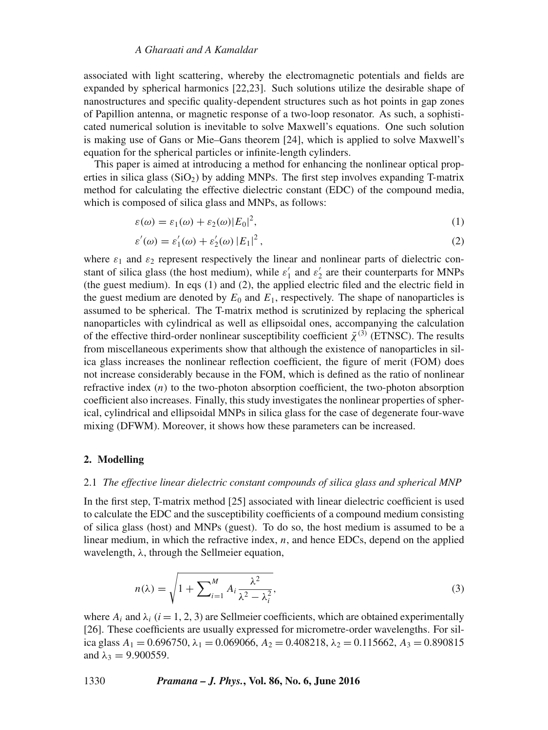associated with light scattering, whereby the electromagnetic potentials and fields are expanded by spherical harmonics [22,23]. Such solutions utilize the desirable shape of nanostructures and specific quality-dependent structures such as hot points in gap zones of Papillion antenna, or magnetic response of a two-loop resonator. As such, a sophisticated numerical solution is inevitable to solve Maxwell's equations. One such solution is making use of Gans or Mie–Gans theorem [24], which is applied to solve Maxwell's equation for the spherical particles or infinite-length cylinders.

This paper is aimed at introducing a method for enhancing the nonlinear optical properties in silica glass ($SiO_2$) by adding MNPs. The first step involves expanding T-matrix method for calculating the effective dielectric constant (EDC) of the compound media, which is composed of silica glass and MNPs, as follows:

$$\varepsilon(\omega) = \varepsilon_1(\omega) + \varepsilon_2(\omega)|E_0|^2, \tag{1}$$

$$\varepsilon'(\omega) = \varepsilon_1'(\omega) + \varepsilon_2'(\omega)\,|E_1|^2\,, \tag{2}$$

where $\varepsilon_1$ and $\varepsilon_2$ represent respectively the linear and nonlinear parts of dielectric constant of silica glass (the host medium), while $\varepsilon_1'$ and $\varepsilon_2'$ are their counterparts for MNPs (the guest medium). In eqs (1) and (2), the applied electric filed and the electric field in the guest medium are denoted by $E_0$ and $E_1$, respectively. The shape of nanoparticles is assumed to be spherical. The T-matrix method is scrutinized by replacing the spherical nanoparticles with cylindrical as well as ellipsoidal ones, accompanying the calculation of the effective third-order nonlinear susceptibility coefficient $\bar{\chi}^{(3)}$ (ETNSC). The results from miscellaneous experiments show that although the existence of nanoparticles in silica glass increases the nonlinear reflection coefficient, the figure of merit (FOM) does not increase considerably because in the FOM, which is defined as the ratio of nonlinear refractive index ($n$) to the two-photon absorption coefficient, the two-photon absorption coefficient also increases. Finally, this study investigates the nonlinear properties of spherical, cylindrical and ellipsoidal MNPs in silica glass for the case of degenerate four-wave mixing (DFWM). Moreover, it shows how these parameters can be increased.

## 2. Modelling

### 2.1 *The effective linear dielectric constant compounds of silica glass and spherical MNP*

In the first step, T-matrix method [25] associated with linear dielectric coefficient is used to calculate the EDC and the susceptibility coefficients of a compound medium consisting of silica glass (host) and MNPs (guest). To do so, the host medium is assumed to be a linear medium, in which the refractive index, $n$, and hence EDCs, depend on the applied wavelength, $\lambda$, through the Sellmeier equation,

$$n(\lambda) = \sqrt{1 + \sum\nolimits_{i=1}^{M} A_i \frac{\lambda^2}{\lambda^2 - \lambda_i^2}}, \tag{3}$$

where $A_i$ and $\lambda_i$ ($i = 1, 2, 3$) are Sellmeier coefficients, which are obtained experimentally [26]. These coefficients are usually expressed for micrometre-order wavelengths. For silica glass $A_1 = 0.696750$, $\lambda_1 = 0.069066$, $A_2 = 0.408218$, $\lambda_2 = 0.115662$, $A_3 = 0.890815$ and $\lambda_3 = 9.900559$.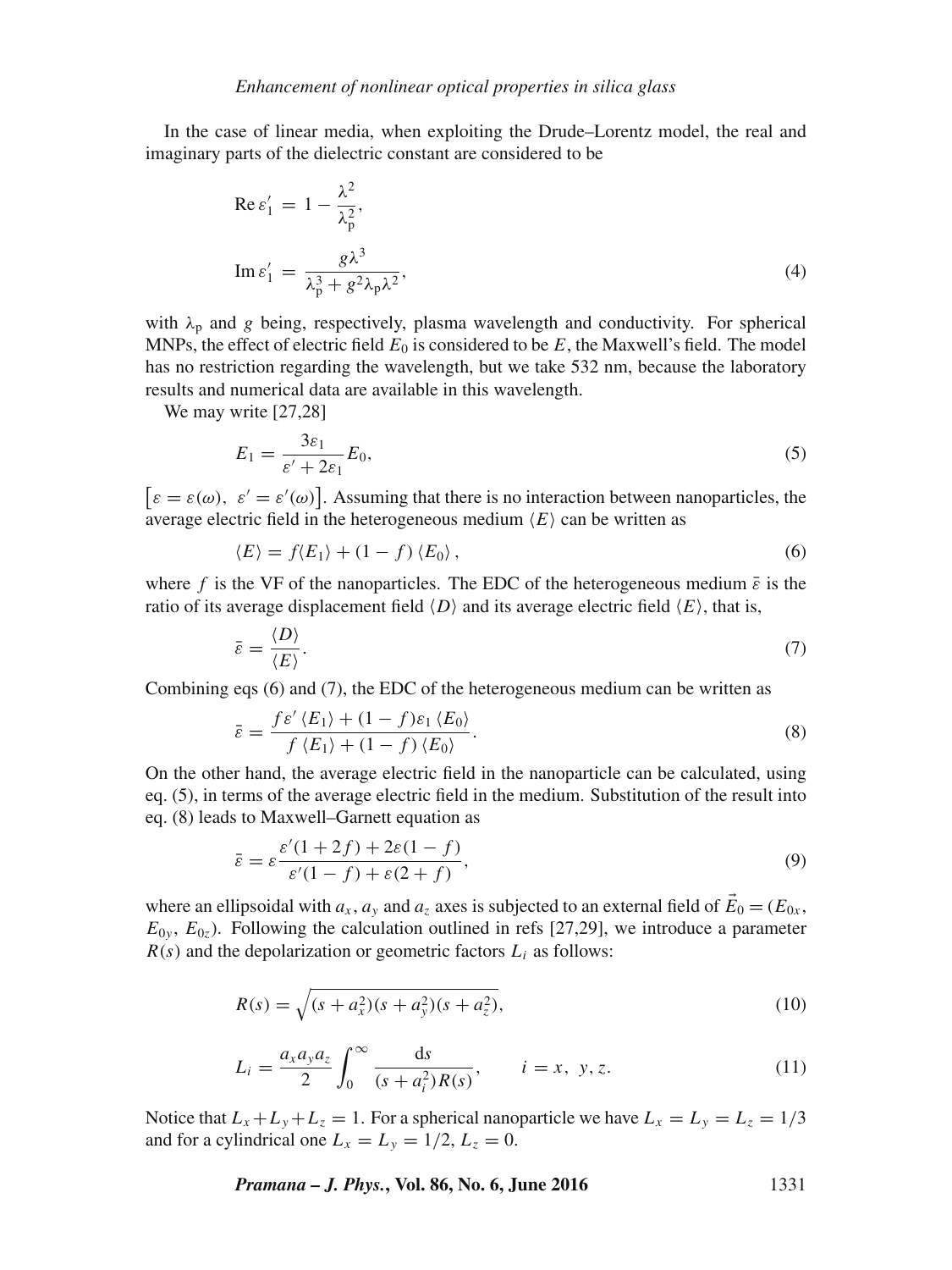In the case of linear media, when exploiting the Drude–Lorentz model, the real and imaginary parts of the dielectric constant are considered to be

$$\mathrm{Re}\,\varepsilon_1' = 1 - \frac{\lambda^2}{\lambda_\mathrm{p}^2},$$

$$\mathrm{Im}\,\varepsilon_1' = \frac{g\lambda^3}{\lambda_\mathrm{p}^3 + g^2\lambda_\mathrm{p}\lambda^2}, \tag{4}$$

with $\lambda_\mathrm{p}$ and $g$ being, respectively, plasma wavelength and conductivity. For spherical MNPs, the effect of electric field $E_0$ is considered to be $E$, the Maxwell's field. The model has no restriction regarding the wavelength, but we take 532 nm, because the laboratory results and numerical data are available in this wavelength.

We may write [27,28]

$$E_1 = \frac{3\varepsilon_1}{\varepsilon' + 2\varepsilon_1} E_0, \tag{5}$$

$\left[\varepsilon = \varepsilon(\omega),\ \varepsilon' = \varepsilon'(\omega)\right]$. Assuming that there is no interaction between nanoparticles, the average electric field in the heterogeneous medium $\langle E \rangle$ can be written as

$$\langle E \rangle = f \langle E_1 \rangle + (1 - f) \langle E_0 \rangle, \tag{6}$$

where $f$ is the VF of the nanoparticles. The EDC of the heterogeneous medium $\bar{\varepsilon}$ is the ratio of its average displacement field $\langle D \rangle$ and its average electric field $\langle E \rangle$, that is,

$$\bar{\varepsilon} = \frac{\langle D \rangle}{\langle E \rangle}. \tag{7}$$

Combining eqs (6) and (7), the EDC of the heterogeneous medium can be written as

$$\bar{\varepsilon} = \frac{f\varepsilon' \langle E_1 \rangle + (1 - f)\varepsilon_1 \langle E_0 \rangle}{f \langle E_1 \rangle + (1 - f) \langle E_0 \rangle}. \tag{8}$$

On the other hand, the average electric field in the nanoparticle can be calculated, using eq. (5), in terms of the average electric field in the medium. Substitution of the result into eq. (8) leads to Maxwell–Garnett equation as

$$\bar{\varepsilon} = \varepsilon \frac{\varepsilon'(1 + 2f) + 2\varepsilon(1 - f)}{\varepsilon'(1 - f) + \varepsilon(2 + f)}, \tag{9}$$

where an ellipsoidal with $a_x$, $a_y$ and $a_z$ axes is subjected to an external field of $\vec{E}_0 = (E_{0x}, E_{0y}, E_{0z})$. Following the calculation outlined in refs [27,29], we introduce a parameter $R(s)$ and the depolarization or geometric factors $L_i$ as follows:

$$R(s) = \sqrt{(s + a_x^2)(s + a_y^2)(s + a_z^2)}, \tag{10}$$

$$L_i = \frac{a_x a_y a_z}{2} \int_0^\infty \frac{\mathrm{d}s}{(s + a_i^2) R(s)}, \qquad i = x,\ y, z. \tag{11}$$

Notice that $L_x + L_y + L_z = 1$. For a spherical nanoparticle we have $L_x = L_y = L_z = 1/3$ and for a cylindrical one $L_x = L_y = 1/2$, $L_z = 0$.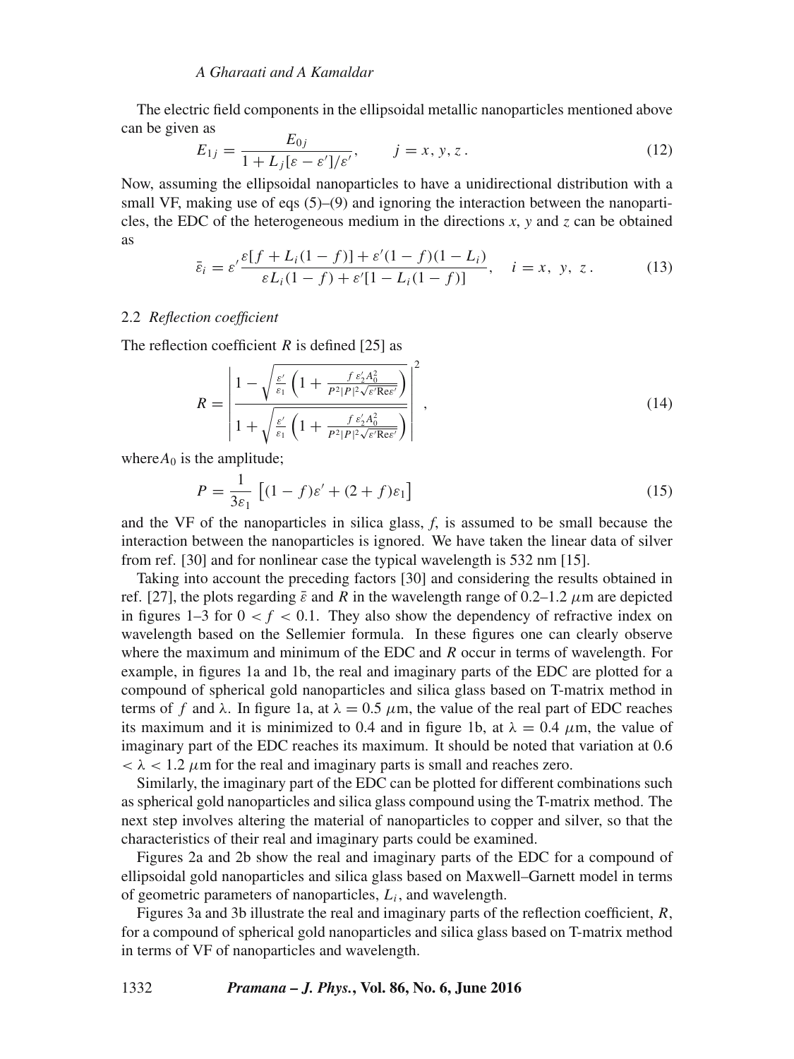The electric field components in the ellipsoidal metallic nanoparticles mentioned above can be given as

$$E_{1j} = \frac{E_{0j}}{1 + L_j[\varepsilon - \varepsilon']/\varepsilon'}, \qquad j = x, y, z\,. \tag{12}$$

Now, assuming the ellipsoidal nanoparticles to have a unidirectional distribution with a small VF, making use of eqs (5)–(9) and ignoring the interaction between the nanoparticles, the EDC of the heterogeneous medium in the directions $x$, $y$ and $z$ can be obtained as

$$\bar{\varepsilon}_i = \varepsilon' \frac{\varepsilon[f + L_i(1-f)] + \varepsilon'(1-f)(1-L_i)}{\varepsilon L_i(1-f) + \varepsilon'[1 - L_i(1-f)]}, \quad i = x,\ y,\ z\,. \tag{13}$$

### 2.2 *Reflection coefficient*

The reflection coefficient $R$ is defined [25] as

$$R = \left| \frac{1 - \sqrt{\frac{\varepsilon'}{\varepsilon_1}\left(1 + \frac{f\,\varepsilon_2' A_0^2}{P^2|P|^2\sqrt{\varepsilon'}\mathrm{Re}\varepsilon'}\right)}}{1 + \sqrt{\frac{\varepsilon'}{\varepsilon_1}\left(1 + \frac{f\,\varepsilon_2' A_0^2}{P^2|P|^2\sqrt{\varepsilon'}\mathrm{Re}\varepsilon'}\right)}} \right|^2, \tag{14}$$

where$A_0$ is the amplitude;

$$P = \frac{1}{3\varepsilon_1}\left[(1-f)\varepsilon' + (2+f)\varepsilon_1\right] \tag{15}$$

and the VF of the nanoparticles in silica glass, $f$, is assumed to be small because the interaction between the nanoparticles is ignored. We have taken the linear data of silver from ref. [30] and for nonlinear case the typical wavelength is 532 nm [15].

Taking into account the preceding factors [30] and considering the results obtained in ref. [27], the plots regarding $\bar{\varepsilon}$ and $R$ in the wavelength range of 0.2–1.2 $\mu$m are depicted in figures 1–3 for $0 < f < 0.1$. They also show the dependency of refractive index on wavelength based on the Sellemier formula. In these figures one can clearly observe where the maximum and minimum of the EDC and $R$ occur in terms of wavelength. For example, in figures 1a and 1b, the real and imaginary parts of the EDC are plotted for a compound of spherical gold nanoparticles and silica glass based on T-matrix method in terms of $f$ and $\lambda$. In figure 1a, at $\lambda = 0.5$ $\mu$m, the value of the real part of EDC reaches its maximum and it is minimized to 0.4 and in figure 1b, at $\lambda = 0.4$ $\mu$m, the value of imaginary part of the EDC reaches its maximum. It should be noted that variation at 0.6 $< \lambda < 1.2$ $\mu$m for the real and imaginary parts is small and reaches zero.

Similarly, the imaginary part of the EDC can be plotted for different combinations such as spherical gold nanoparticles and silica glass compound using the T-matrix method. The next step involves altering the material of nanoparticles to copper and silver, so that the characteristics of their real and imaginary parts could be examined.

Figures 2a and 2b show the real and imaginary parts of the EDC for a compound of ellipsoidal gold nanoparticles and silica glass based on Maxwell–Garnett model in terms of geometric parameters of nanoparticles, $L_i$, and wavelength.

Figures 3a and 3b illustrate the real and imaginary parts of the reflection coefficient, $R$, for a compound of spherical gold nanoparticles and silica glass based on T-matrix method in terms of VF of nanoparticles and wavelength.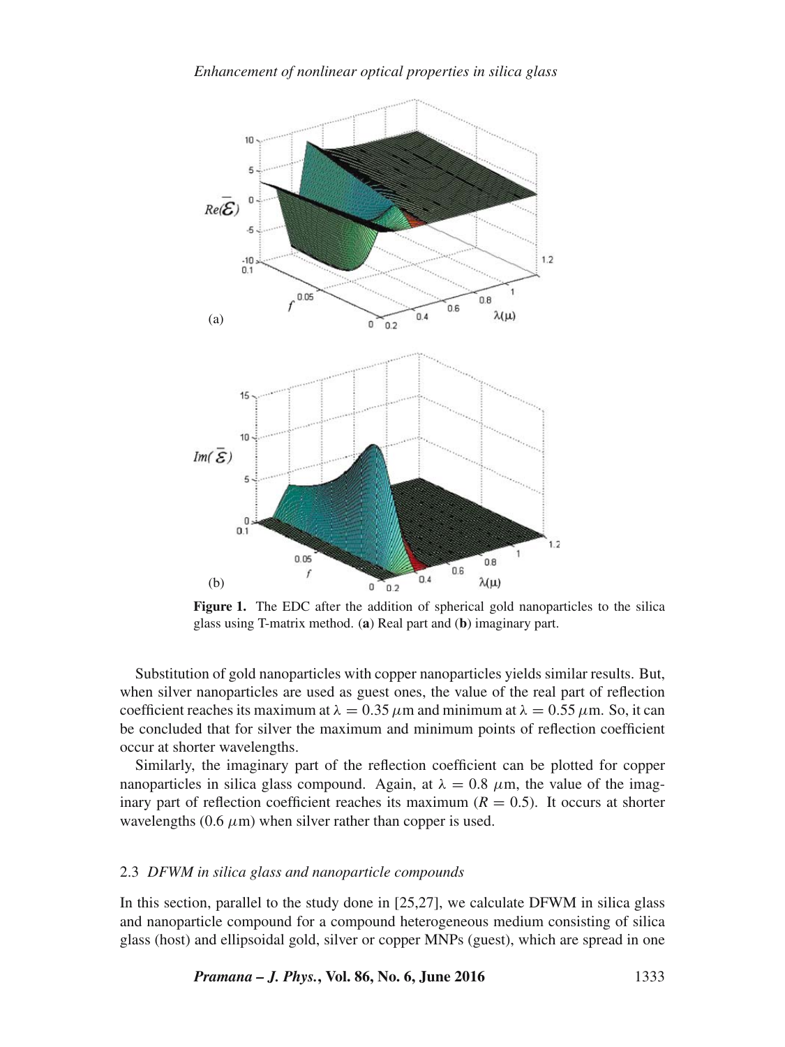**Figure 1.** The EDC after the addition of spherical gold nanoparticles to the silica glass using T-matrix method. (**a**) Real part and (**b**) imaginary part.

Substitution of gold nanoparticles with copper nanoparticles yields similar results. But, when silver nanoparticles are used as guest ones, the value of the real part of reflection coefficient reaches its maximum at $\lambda = 0.35\ \mu$m and minimum at $\lambda = 0.55\ \mu$m. So, it can be concluded that for silver the maximum and minimum points of reflection coefficient occur at shorter wavelengths.

Similarly, the imaginary part of the reflection coefficient can be plotted for copper nanoparticles in silica glass compound. Again, at $\lambda = 0.8\ \mu$m, the value of the imaginary part of reflection coefficient reaches its maximum ($R = 0.5$). It occurs at shorter wavelengths (0.6 $\mu$m) when silver rather than copper is used.

### 2.3 *DFWM in silica glass and nanoparticle compounds*

In this section, parallel to the study done in [25,27], we calculate DFWM in silica glass and nanoparticle compound for a compound heterogeneous medium consisting of silica glass (host) and ellipsoidal gold, silver or copper MNPs (guest), which are spread in one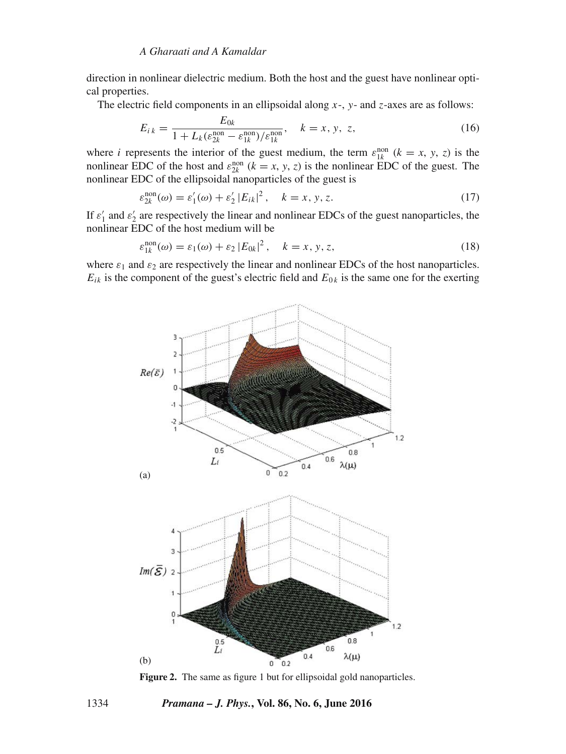direction in nonlinear dielectric medium. Both the host and the guest have nonlinear optical properties.

The electric field components in an ellipsoidal along $x$-, $y$- and $z$-axes are as follows:

$$E_{i\,k} = \frac{E_{0k}}{1 + L_k(\varepsilon_{2k}^{\text{non}} - \varepsilon_{1k}^{\text{non}})/\varepsilon_{1k}^{\text{non}}}, \quad k = x, y, z, \tag{16}$$

where $i$ represents the interior of the guest medium, the term $\varepsilon_{1k}^{\text{non}}$ ($k = x, y, z$) is the nonlinear EDC of the host and $\varepsilon_{2k}^{\text{non}}$ ($k = x, y, z$) is the nonlinear EDC of the guest. The nonlinear EDC of the ellipsoidal nanoparticles of the guest is

$$\varepsilon_{2k}^{\text{non}}(\omega) = \varepsilon_1'(\omega) + \varepsilon_2' \left|E_{ik}\right|^2, \quad k = x, y, z. \tag{17}$$

If $\varepsilon_1'$ and $\varepsilon_2'$ are respectively the linear and nonlinear EDCs of the guest nanoparticles, the nonlinear EDC of the host medium will be

$$\varepsilon_{1k}^{\text{non}}(\omega) = \varepsilon_1(\omega) + \varepsilon_2 \left|E_{0k}\right|^2, \quad k = x, y, z, \tag{18}$$

where $\varepsilon_1$ and $\varepsilon_2$ are respectively the linear and nonlinear EDCs of the host nanoparticles. $E_{ik}$ is the component of the guest's electric field and $E_{0\,k}$ is the same one for the exerting

**Figure 2.** The same as figure 1 but for ellipsoidal gold nanoparticles.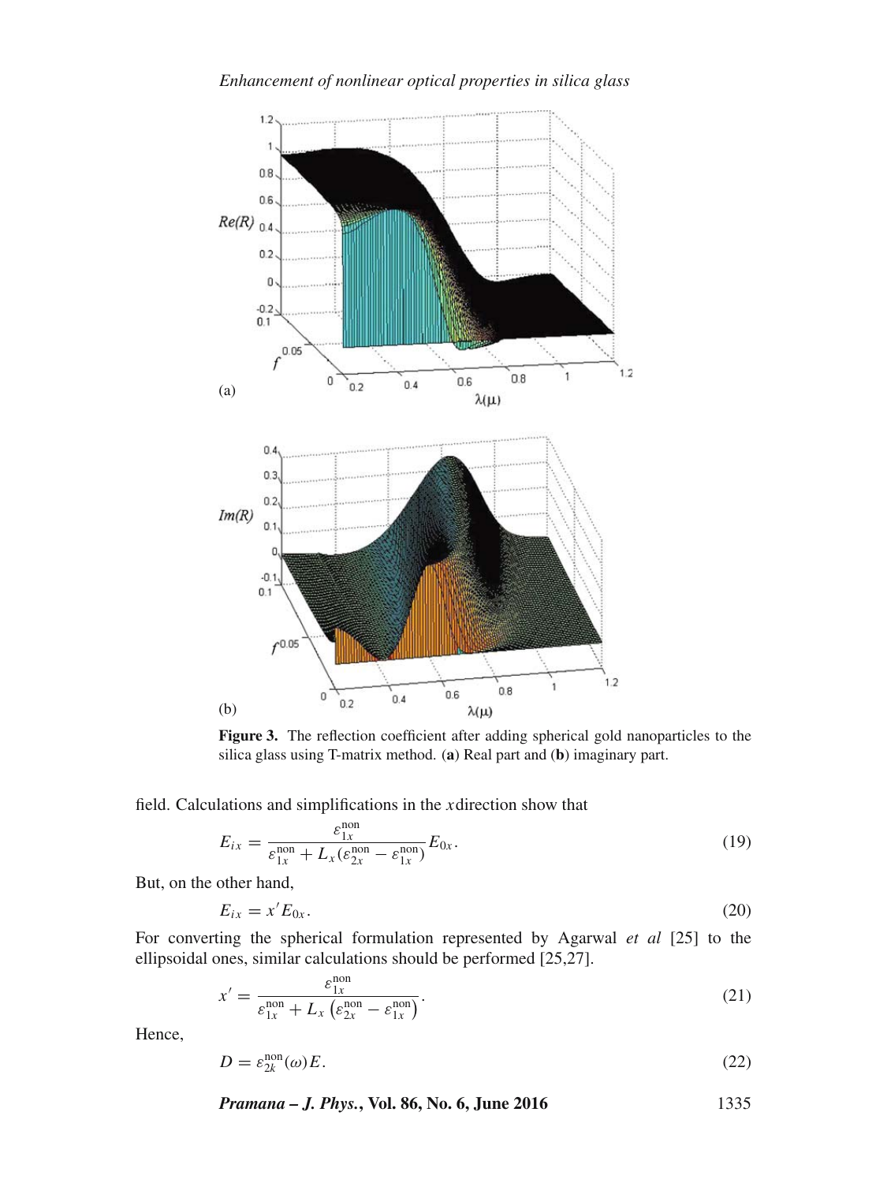**Figure 3.** The reflection coefficient after adding spherical gold nanoparticles to the silica glass using T-matrix method. (**a**) Real part and (**b**) imaginary part.

field. Calculations and simplifications in the $x$direction show that

$$E_{ix} = \frac{\varepsilon_{1x}^{\text{non}}}{\varepsilon_{1x}^{\text{non}} + L_x(\varepsilon_{2x}^{\text{non}} - \varepsilon_{1x}^{\text{non}})} E_{0x}. \tag{19}$$

But, on the other hand,

$$E_{ix} = x' E_{0x}. \tag{20}$$

For converting the spherical formulation represented by Agarwal *et al* [25] to the ellipsoidal ones, similar calculations should be performed [25,27].

$$x' = \frac{\varepsilon_{1x}^{\text{non}}}{\varepsilon_{1x}^{\text{non}} + L_x\left(\varepsilon_{2x}^{\text{non}} - \varepsilon_{1x}^{\text{non}}\right)}. \tag{21}$$

Hence,

$$D = \varepsilon_{2k}^{\text{non}}(\omega) E. \tag{22}$$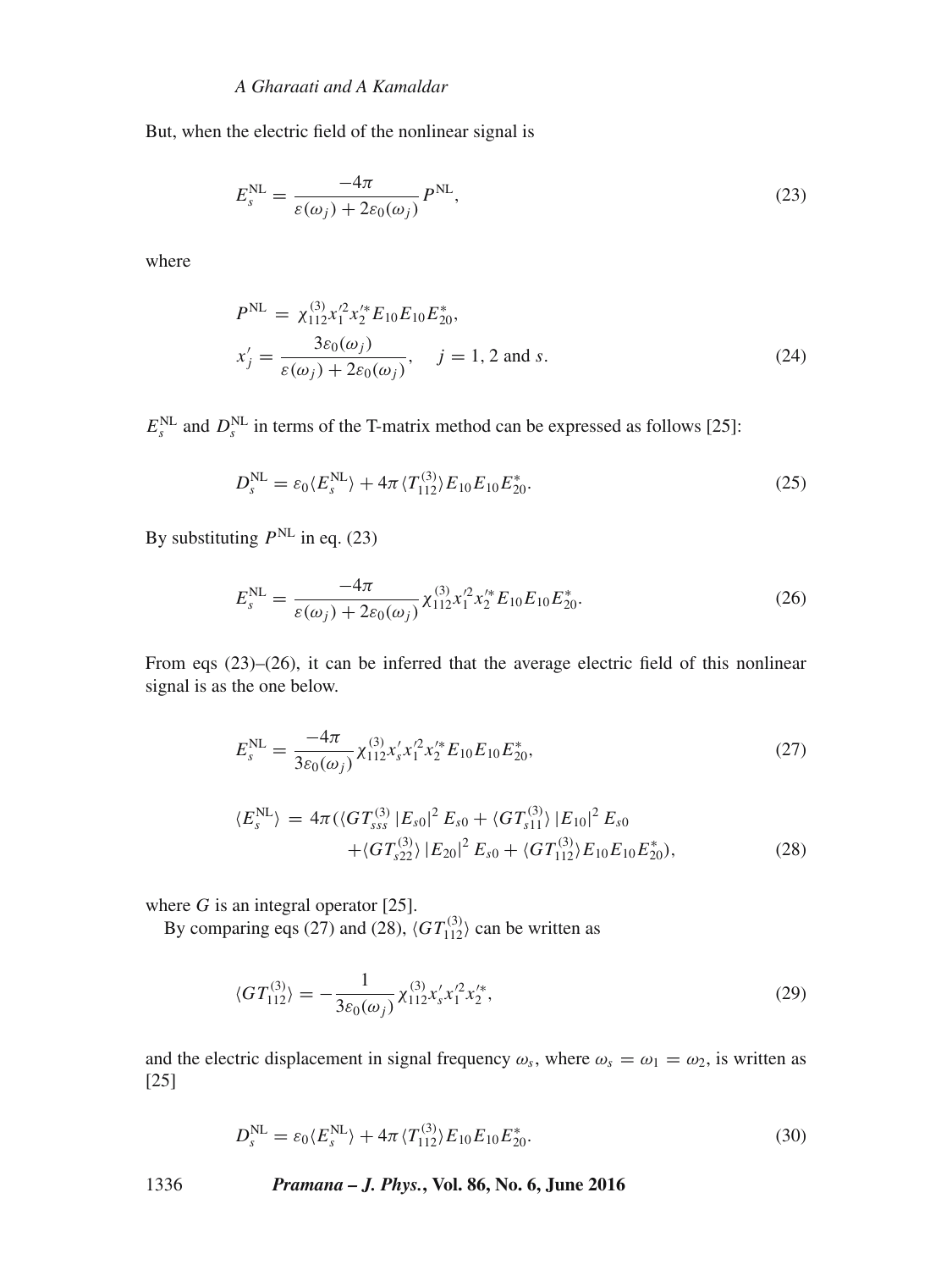But, when the electric field of the nonlinear signal is

$$E_s^{\rm NL} = \frac{-4\pi}{\varepsilon(\omega_j) + 2\varepsilon_0(\omega_j)} P^{\rm NL}, \tag{23}$$

where

$$\begin{aligned} P^{\rm NL} &= \chi_{112}^{(3)} x_1'^2 x_2'^* E_{10} E_{10} E_{20}^*, \\ x_j' &= \frac{3\varepsilon_0(\omega_j)}{\varepsilon(\omega_j) + 2\varepsilon_0(\omega_j)}, \quad j = 1, 2 \text{ and } s. \end{aligned} \tag{24}$$

$E_s^{\rm NL}$ and $D_s^{\rm NL}$ in terms of the T-matrix method can be expressed as follows [25]:

$$D_s^{\rm NL} = \varepsilon_0 \langle E_s^{\rm NL} \rangle + 4\pi \langle T_{112}^{(3)} \rangle E_{10} E_{10} E_{20}^*. \tag{25}$$

By substituting $P^{\rm NL}$ in eq. (23)

$$E_s^{\rm NL} = \frac{-4\pi}{\varepsilon(\omega_j) + 2\varepsilon_0(\omega_j)} \chi_{112}^{(3)} x_1'^2 x_2'^* E_{10} E_{10} E_{20}^*. \tag{26}$$

From eqs (23)–(26), it can be inferred that the average electric field of this nonlinear signal is as the one below.

$$E_s^{\rm NL} = \frac{-4\pi}{3\varepsilon_0(\omega_j)} \chi_{112}^{(3)} x_s' x_1'^2 x_2'^* E_{10} E_{10} E_{20}^*, \tag{27}$$

$$\begin{aligned} \langle E_s^{\rm NL} \rangle = 4\pi (&\langle G T_{sss}^{(3)} \rangle |E_{s0}|^2 E_{s0} + \langle G T_{s11}^{(3)} \rangle |E_{10}|^2 E_{s0} \\ &+ \langle G T_{s22}^{(3)} \rangle |E_{20}|^2 E_{s0} + \langle G T_{112}^{(3)} \rangle E_{10} E_{10} E_{20}^*), \end{aligned} \tag{28}$$

where $G$ is an integral operator [25].

By comparing eqs (27) and (28), $\langle G T_{112}^{(3)} \rangle$ can be written as

$$\langle G T_{112}^{(3)} \rangle = -\frac{1}{3\varepsilon_0(\omega_j)} \chi_{112}^{(3)} x_s' x_1'^2 x_2'^*, \tag{29}$$

and the electric displacement in signal frequency $\omega_s$, where $\omega_s = \omega_1 = \omega_2$, is written as [25]

$$D_s^{\rm NL} = \varepsilon_0 \langle E_s^{\rm NL} \rangle + 4\pi \langle T_{112}^{(3)} \rangle E_{10} E_{10} E_{20}^*. \tag{30}$$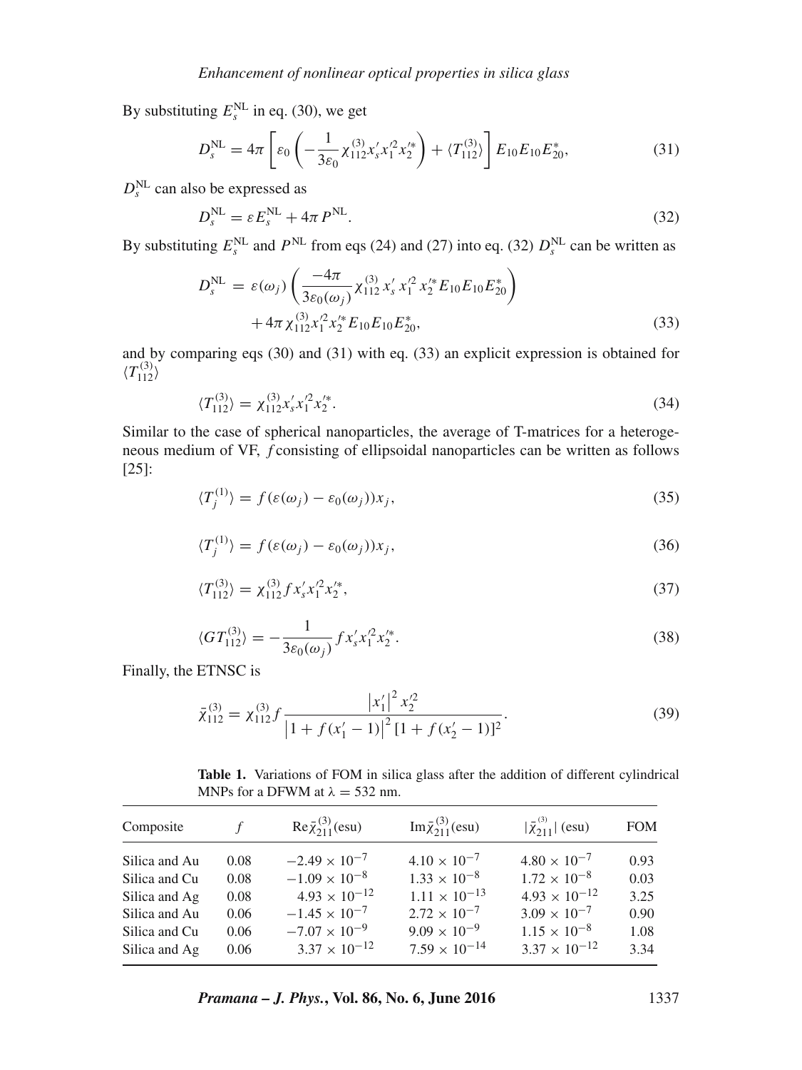By substituting $E_s^{\mathrm{NL}}$ in eq. (30), we get

$$D_s^{\mathrm{NL}} = 4\pi \left[ \varepsilon_0 \left( -\frac{1}{3\varepsilon_0} \chi_{112}^{(3)} x_s' x_1'^2 x_2'^* \right) + \langle T_{112}^{(3)} \rangle \right] E_{10} E_{10} E_{20}^*, \tag{31}$$

$D_s^{\mathrm{NL}}$ can also be expressed as

$$D_s^{\mathrm{NL}} = \varepsilon E_s^{\mathrm{NL}} + 4\pi P^{\mathrm{NL}}. \tag{32}$$

By substituting $E_s^{\mathrm{NL}}$ and $P^{\mathrm{NL}}$ from eqs (24) and (27) into eq. (32) $D_s^{\mathrm{NL}}$ can be written as

$$\begin{aligned} D_s^{\mathrm{NL}} = &\ \varepsilon(\omega_j) \left( \frac{-4\pi}{3\varepsilon_0(\omega_j)} \chi_{112}^{(3)} x_s' x_1'^2 x_2'^* E_{10} E_{10} E_{20}^* \right) \\ &+ 4\pi \chi_{112}^{(3)} x_1'^2 x_2'^* E_{10} E_{10} E_{20}^*, \end{aligned} \tag{33}$$

and by comparing eqs (30) and (31) with eq. (33) an explicit expression is obtained for $\langle T_{112}^{(3)} \rangle$

$$\langle T_{112}^{(3)} \rangle = \chi_{112}^{(3)} x_s' x_1'^2 x_2'^*. \tag{34}$$

Similar to the case of spherical nanoparticles, the average of T-matrices for a heterogeneous medium of VF, $f$ consisting of ellipsoidal nanoparticles can be written as follows [25]:

$$\langle T_j^{(1)} \rangle = f(\varepsilon(\omega_j) - \varepsilon_0(\omega_j)) x_j, \tag{35}$$

$$\langle T_j^{(1)} \rangle = f(\varepsilon(\omega_j) - \varepsilon_0(\omega_j)) x_j, \tag{36}$$

$$\langle T_{112}^{(3)} \rangle = \chi_{112}^{(3)} f x_s' x_1'^2 x_2'^*, \tag{37}$$

$$\langle G T_{112}^{(3)} \rangle = -\frac{1}{3\varepsilon_0(\omega_j)} f x_s' x_1'^2 x_2'^*. \tag{38}$$

Finally, the ETNSC is

$$\bar{\chi}_{112}^{(3)} = \chi_{112}^{(3)} f \frac{\left| x_1' \right|^2 x_2'^2}{\left| 1 + f(x_1' - 1) \right|^2 [1 + f(x_2' - 1)]^2}. \tag{39}$$

**Table 1.** Variations of FOM in silica glass after the addition of different cylindrical MNPs for a DFWM at $\lambda = 532$ nm.

| Composite | $f$ | $\mathrm{Re}\bar{\chi}_{211}^{(3)}$(esu) | $\mathrm{Im}\bar{\chi}_{211}^{(3)}$(esu) | $\lvert\bar{\chi}_{211}^{(3)}\rvert$ (esu) | FOM |
|---|---|---|---|---|---|
| Silica and Au | 0.08 | $-2.49 \times 10^{-7}$ | $4.10 \times 10^{-7}$ | $4.80 \times 10^{-7}$ | 0.93 |
| Silica and Cu | 0.08 | $-1.09 \times 10^{-8}$ | $1.33 \times 10^{-8}$ | $1.72 \times 10^{-8}$ | 0.03 |
| Silica and Ag | 0.08 | $4.93 \times 10^{-12}$ | $1.11 \times 10^{-13}$ | $4.93 \times 10^{-12}$ | 3.25 |
| Silica and Au | 0.06 | $-1.45 \times 10^{-7}$ | $2.72 \times 10^{-7}$ | $3.09 \times 10^{-7}$ | 0.90 |
| Silica and Cu | 0.06 | $-7.07 \times 10^{-9}$ | $9.09 \times 10^{-9}$ | $1.15 \times 10^{-8}$ | 1.08 |
| Silica and Ag | 0.06 | $3.37 \times 10^{-12}$ | $7.59 \times 10^{-14}$ | $3.37 \times 10^{-12}$ | 3.34 |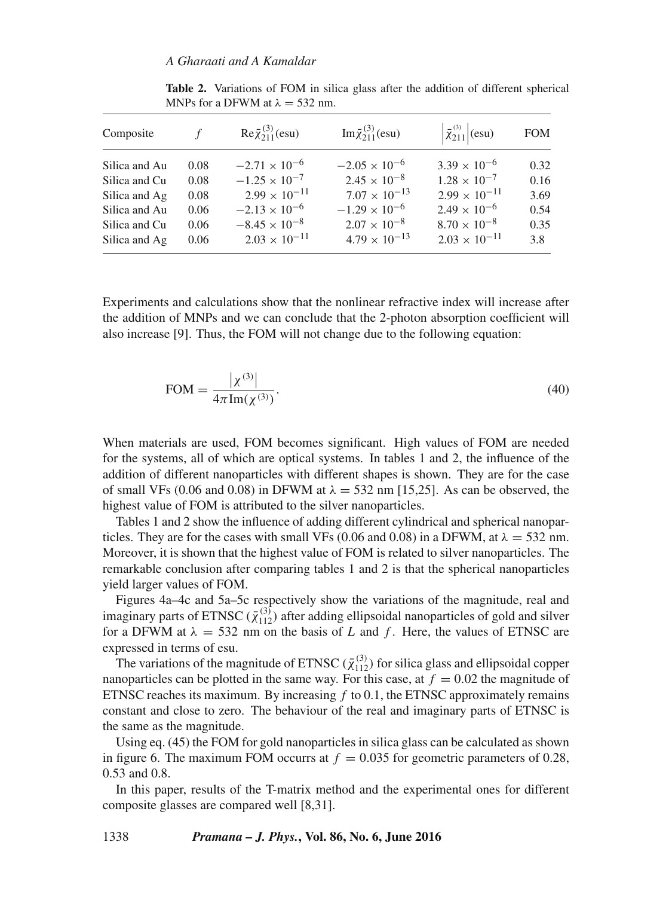**Table 2.** Variations of FOM in silica glass after the addition of different spherical MNPs for a DFWM at $\lambda = 532$ nm.

| Composite | $f$ | $\mathrm{Re}\bar{\chi}^{(3)}_{211}$(esu) | $\mathrm{Im}\bar{\chi}^{(3)}_{211}$(esu) | $\left\lvert\bar{\chi}^{(3)}_{211}\right\rvert$(esu) | FOM |
|---|---|---|---|---|---|
| Silica and Au | 0.08 | $-2.71 \times 10^{-6}$ | $-2.05 \times 10^{-6}$ | $3.39 \times 10^{-6}$ | 0.32 |
| Silica and Cu | 0.08 | $-1.25 \times 10^{-7}$ | $2.45 \times 10^{-8}$ | $1.28 \times 10^{-7}$ | 0.16 |
| Silica and Ag | 0.08 | $2.99 \times 10^{-11}$ | $7.07 \times 10^{-13}$ | $2.99 \times 10^{-11}$ | 3.69 |
| Silica and Au | 0.06 | $-2.13 \times 10^{-6}$ | $-1.29 \times 10^{-6}$ | $2.49 \times 10^{-6}$ | 0.54 |
| Silica and Cu | 0.06 | $-8.45 \times 10^{-8}$ | $2.07 \times 10^{-8}$ | $8.70 \times 10^{-8}$ | 0.35 |
| Silica and Ag | 0.06 | $2.03 \times 10^{-11}$ | $4.79 \times 10^{-13}$ | $2.03 \times 10^{-11}$ | 3.8 |

Experiments and calculations show that the nonlinear refractive index will increase after the addition of MNPs and we can conclude that the 2-photon absorption coefficient will also increase [9]. Thus, the FOM will not change due to the following equation:

$$\mathrm{FOM} = \frac{\left|\chi^{(3)}\right|}{4\pi \,\mathrm{Im}(\chi^{(3)})}. \tag{40}$$

When materials are used, FOM becomes significant. High values of FOM are needed for the systems, all of which are optical systems. In tables 1 and 2, the influence of the addition of different nanoparticles with different shapes is shown. They are for the case of small VFs (0.06 and 0.08) in DFWM at $\lambda = 532$ nm [15,25]. As can be observed, the highest value of FOM is attributed to the silver nanoparticles.

Tables 1 and 2 show the influence of adding different cylindrical and spherical nanoparticles. They are for the cases with small VFs (0.06 and 0.08) in a DFWM, at $\lambda = 532$ nm. Moreover, it is shown that the highest value of FOM is related to silver nanoparticles. The remarkable conclusion after comparing tables 1 and 2 is that the spherical nanoparticles yield larger values of FOM.

Figures 4a–4c and 5a–5c respectively show the variations of the magnitude, real and imaginary parts of ETNSC ($\bar{\chi}^{(3)}_{112}$) after adding ellipsoidal nanoparticles of gold and silver for a DFWM at $\lambda = 532$ nm on the basis of $L$ and $f$. Here, the values of ETNSC are expressed in terms of esu.

The variations of the magnitude of ETNSC ($\bar{\chi}^{(3)}_{112}$) for silica glass and ellipsoidal copper nanoparticles can be plotted in the same way. For this case, at $f = 0.02$ the magnitude of ETNSC reaches its maximum. By increasing $f$ to 0.1, the ETNSC approximately remains constant and close to zero. The behaviour of the real and imaginary parts of ETNSC is the same as the magnitude.

Using eq. (45) the FOM for gold nanoparticles in silica glass can be calculated as shown in figure 6. The maximum FOM occurrs at $f = 0.035$ for geometric parameters of 0.28, 0.53 and 0.8.

In this paper, results of the T-matrix method and the experimental ones for different composite glasses are compared well [8,31].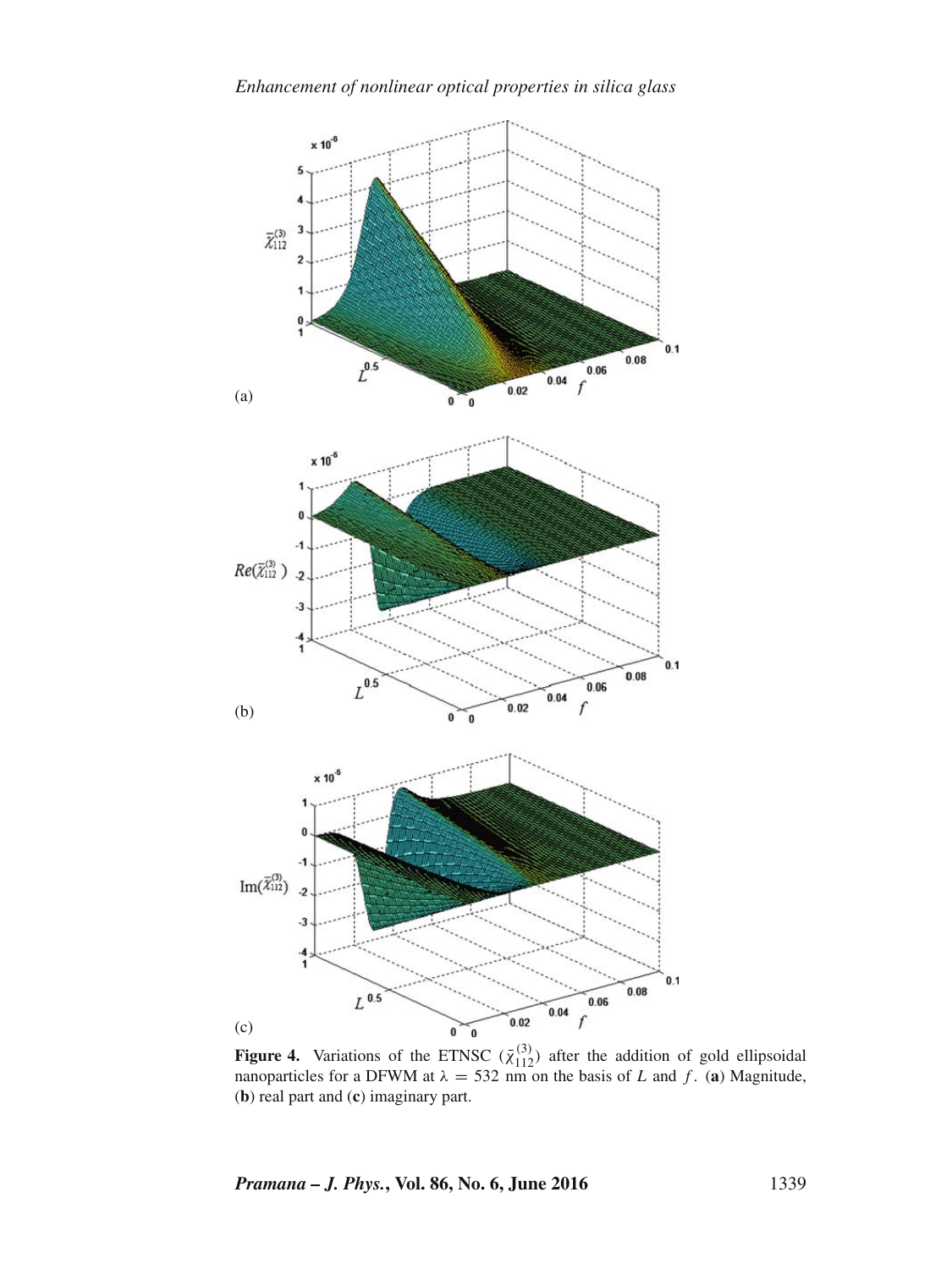**Figure 4.** Variations of the ETNSC ($\bar{\chi}^{(3)}_{112}$) after the addition of gold ellipsoidal nanoparticles for a DFWM at $\lambda = 532$ nm on the basis of $L$ and $f$. (**a**) Magnitude, (**b**) real part and (**c**) imaginary part.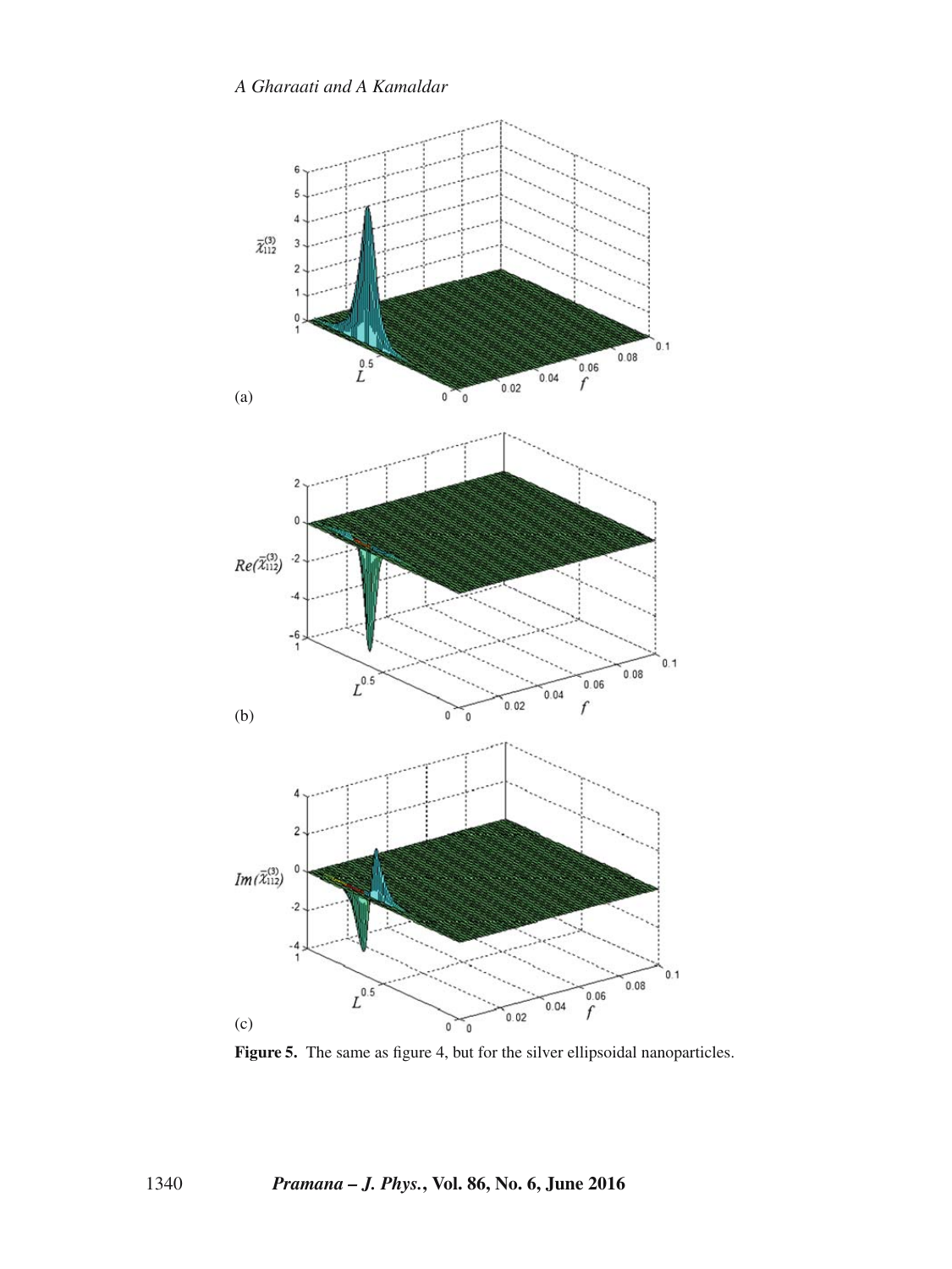**Figure 5.** The same as figure 4, but for the silver ellipsoidal nanoparticles.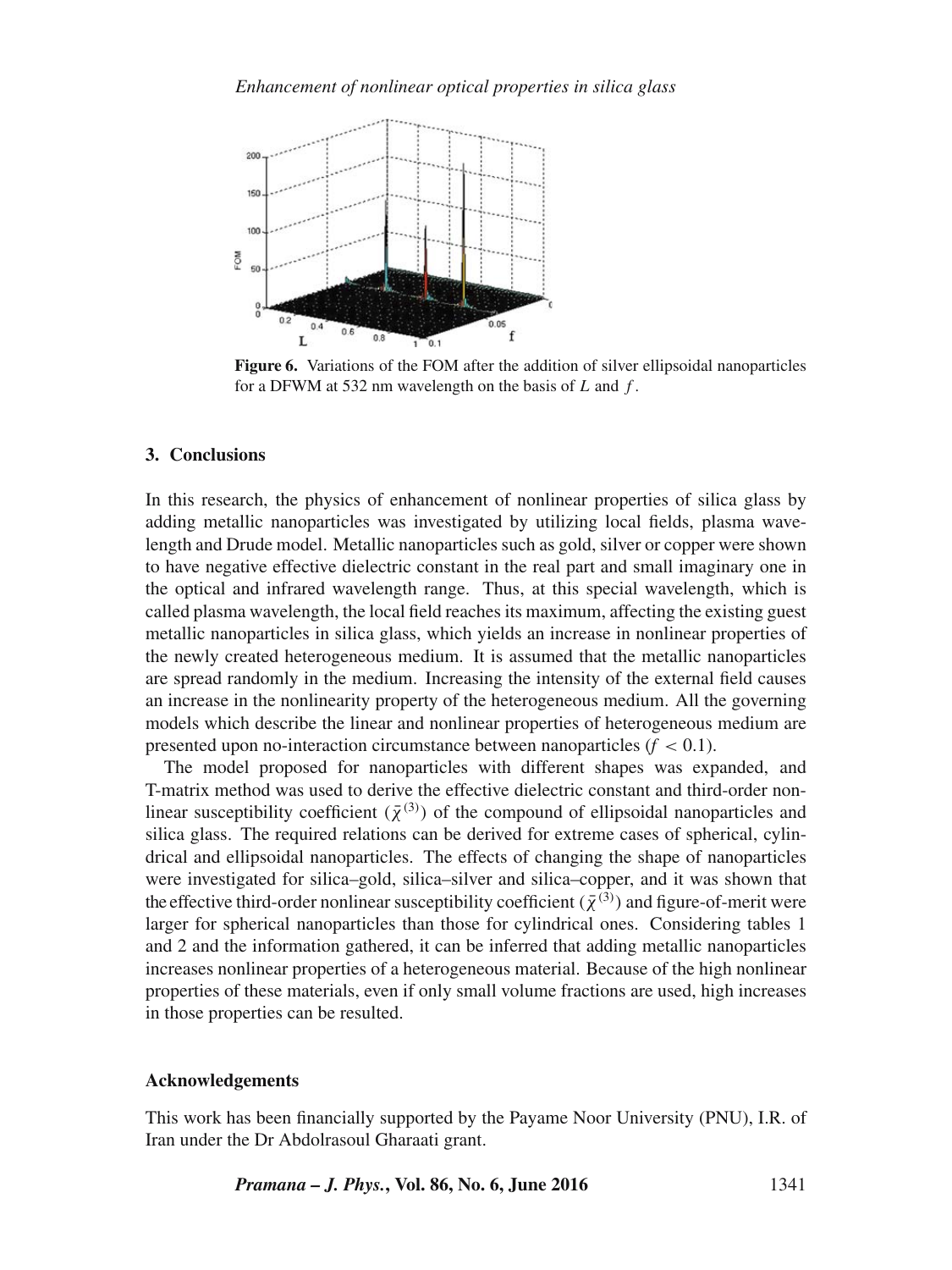**Figure 6.** Variations of the FOM after the addition of silver ellipsoidal nanoparticles for a DFWM at 532 nm wavelength on the basis of $L$ and $f$.

## 3. Conclusions

In this research, the physics of enhancement of nonlinear properties of silica glass by adding metallic nanoparticles was investigated by utilizing local fields, plasma wavelength and Drude model. Metallic nanoparticles such as gold, silver or copper were shown to have negative effective dielectric constant in the real part and small imaginary one in the optical and infrared wavelength range. Thus, at this special wavelength, which is called plasma wavelength, the local field reaches its maximum, affecting the existing guest metallic nanoparticles in silica glass, which yields an increase in nonlinear properties of the newly created heterogeneous medium. It is assumed that the metallic nanoparticles are spread randomly in the medium. Increasing the intensity of the external field causes an increase in the nonlinearity property of the heterogeneous medium. All the governing models which describe the linear and nonlinear properties of heterogeneous medium are presented upon no-interaction circumstance between nanoparticles ($f < 0.1$).

The model proposed for nanoparticles with different shapes was expanded, and T-matrix method was used to derive the effective dielectric constant and third-order nonlinear susceptibility coefficient ($\bar{\chi}^{(3)}$) of the compound of ellipsoidal nanoparticles and silica glass. The required relations can be derived for extreme cases of spherical, cylindrical and ellipsoidal nanoparticles. The effects of changing the shape of nanoparticles were investigated for silica–gold, silica–silver and silica–copper, and it was shown that the effective third-order nonlinear susceptibility coefficient ($\bar{\chi}^{(3)}$) and figure-of-merit were larger for spherical nanoparticles than those for cylindrical ones. Considering tables 1 and 2 and the information gathered, it can be inferred that adding metallic nanoparticles increases nonlinear properties of a heterogeneous material. Because of the high nonlinear properties of these materials, even if only small volume fractions are used, high increases in those properties can be resulted.

## Acknowledgements

This work has been financially supported by the Payame Noor University (PNU), I.R. of Iran under the Dr Abdolrasoul Gharaati grant.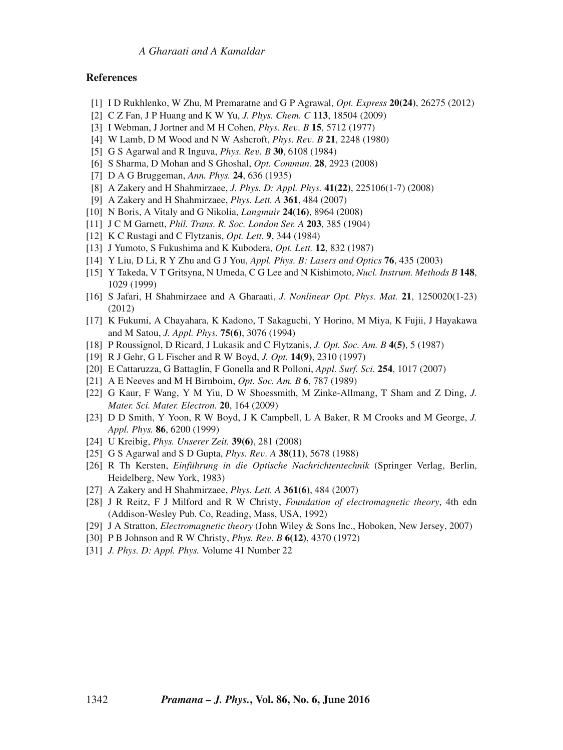## References

[1] I D Rukhlenko, W Zhu, M Premaratne and G P Agrawal, *Opt. Express* **20(24)**, 26275 (2012)

[2] C Z Fan, J P Huang and K W Yu, *J. Phys. Chem. C* **113**, 18504 (2009)

[3] I Webman, J Jortner and M H Cohen, *Phys. Rev. B* **15**, 5712 (1977)

[4] W Lamb, D M Wood and N W Ashcroft, *Phys. Rev. B* **21**, 2248 (1980)

[5] G S Agarwal and R Inguva, *Phys. Rev. B* **30**, 6108 (1984)

[6] S Sharma, D Mohan and S Ghoshal, *Opt. Commun.* **28**, 2923 (2008)

[7] D A G Bruggeman, *Ann. Phys.* **24**, 636 (1935)

[8] A Zakery and H Shahmirzaee, *J. Phys. D: Appl. Phys.* **41(22)**, 225106(1-7) (2008)

[9] A Zakery and H Shahmirzaee, *Phys. Lett. A* **361**, 484 (2007)

[10] N Boris, A Vitaly and G Nikolia, *Langmuir* **24(16)**, 8964 (2008)

[11] J C M Garnett, *Phil. Trans. R. Soc. London Ser. A* **203**, 385 (1904)

[12] K C Rustagi and C Flytzanis, *Opt. Lett.* **9**, 344 (1984)

[13] J Yumoto, S Fukushima and K Kubodera, *Opt. Lett.* **12**, 832 (1987)

[14] Y Liu, D Li, R Y Zhu and G J You, *Appl. Phys. B: Lasers and Optics* **76**, 435 (2003)

[15] Y Takeda, V T Gritsyna, N Umeda, C G Lee and N Kishimoto, *Nucl. Instrum. Methods B* **148**, 1029 (1999)

[16] S Jafari, H Shahmirzaee and A Gharaati, *J. Nonlinear Opt. Phys. Mat.* **21**, 1250020(1-23) (2012)

[17] K Fukumi, A Chayahara, K Kadono, T Sakaguchi, Y Horino, M Miya, K Fujii, J Hayakawa and M Satou, *J. Appl. Phys.* **75(6)**, 3076 (1994)

[18] P Roussignol, D Ricard, J Lukasik and C Flytzanis, *J. Opt. Soc. Am. B* **4(5)**, 5 (1987)

[19] R J Gehr, G L Fischer and R W Boyd, *J. Opt.* **14(9)**, 2310 (1997)

[20] E Cattaruzza, G Battaglin, F Gonella and R Polloni, *Appl. Surf. Sci.* **254**, 1017 (2007)

[21] A E Neeves and M H Birnboim, *Opt. Soc. Am. B* **6**, 787 (1989)

[22] G Kaur, F Wang, Y M Yiu, D W Shoessmith, M Zinke-Allmang, T Sham and Z Ding, *J. Mater. Sci. Mater. Electron.* **20**, 164 (2009)

[23] D D Smith, Y Yoon, R W Boyd, J K Campbell, L A Baker, R M Crooks and M George, *J. Appl. Phys.* **86**, 6200 (1999)

[24] U Kreibig, *Phys. Unserer Zeit.* **39(6)**, 281 (2008)

[25] G S Agarwal and S D Gupta, *Phys. Rev. A* **38(11)**, 5678 (1988)

[26] R Th Kersten, *Einführung in die Optische Nachrichtentechnik* (Springer Verlag, Berlin, Heidelberg, New York, 1983)

[27] A Zakery and H Shahmirzaee, *Phys. Lett. A* **361(6)**, 484 (2007)

[28] J R Reitz, F J Milford and R W Christy, *Foundation of electromagnetic theory*, 4th edn (Addison-Wesley Pub. Co, Reading, Mass, USA, 1992)

[29] J A Stratton, *Electromagnetic theory* (John Wiley & Sons Inc., Hoboken, New Jersey, 2007)

[30] P B Johnson and R W Christy, *Phys. Rev. B* **6(12)**, 4370 (1972)

[31] *J. Phys. D: Appl. Phys.* Volume 41 Number 22